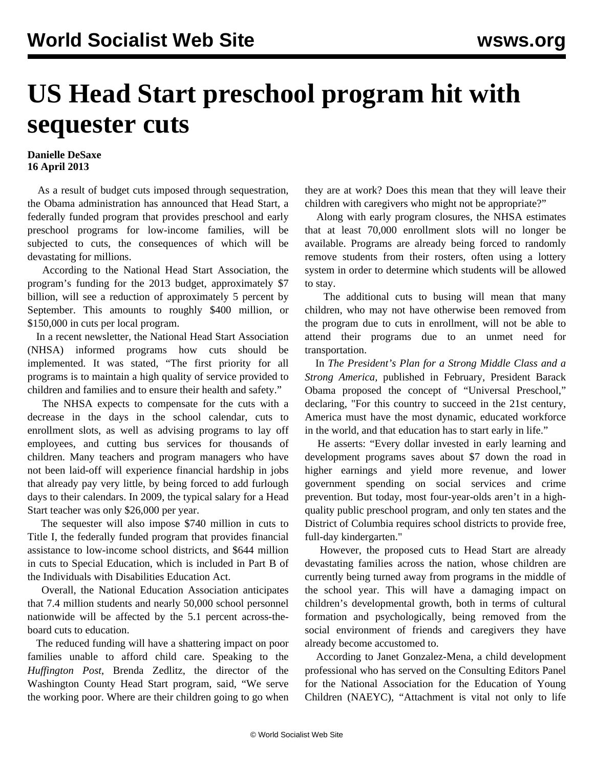# US Head Start preschool program hit with sequester cuts

**Danielle DeSaxe**
**16 April 2013**

As a result of budget cuts imposed through sequestration, the Obama administration has announced that Head Start, a federally funded program that provides preschool and early preschool programs for low-income families, will be subjected to cuts, the consequences of which will be devastating for millions.

According to the National Head Start Association, the program's funding for the 2013 budget, approximately $7 billion, will see a reduction of approximately 5 percent by September. This amounts to roughly $400 million, or $150,000 in cuts per local program.

In a recent newsletter, the National Head Start Association (NHSA) informed programs how cuts should be implemented. It was stated, "The first priority for all programs is to maintain a high quality of service provided to children and families and to ensure their health and safety."

The NHSA expects to compensate for the cuts with a decrease in the days in the school calendar, cuts to enrollment slots, as well as advising programs to lay off employees, and cutting bus services for thousands of children. Many teachers and program managers who have not been laid-off will experience financial hardship in jobs that already pay very little, by being forced to add furlough days to their calendars. In 2009, the typical salary for a Head Start teacher was only $26,000 per year.

The sequester will also impose $740 million in cuts to Title I, the federally funded program that provides financial assistance to low-income school districts, and $644 million in cuts to Special Education, which is included in Part B of the Individuals with Disabilities Education Act.

Overall, the National Education Association anticipates that 7.4 million students and nearly 50,000 school personnel nationwide will be affected by the 5.1 percent across-the-board cuts to education.

The reduced funding will have a shattering impact on poor families unable to afford child care. Speaking to the *Huffington Post*, Brenda Zedlitz, the director of the Washington County Head Start program, said, "We serve the working poor. Where are their children going to go when they are at work? Does this mean that they will leave their children with caregivers who might not be appropriate?"

Along with early program closures, the NHSA estimates that at least 70,000 enrollment slots will no longer be available. Programs are already being forced to randomly remove students from their rosters, often using a lottery system in order to determine which students will be allowed to stay.

The additional cuts to busing will mean that many children, who may not have otherwise been removed from the program due to cuts in enrollment, will not be able to attend their programs due to an unmet need for transportation.

In *The President's Plan for a Strong Middle Class and a Strong America,* published in February, President Barack Obama proposed the concept of "Universal Preschool," declaring, "For this country to succeed in the 21st century, America must have the most dynamic, educated workforce in the world, and that education has to start early in life."

He asserts: "Every dollar invested in early learning and development programs saves about $7 down the road in higher earnings and yield more revenue, and lower government spending on social services and crime prevention. But today, most four-year-olds aren't in a high-quality public preschool program, and only ten states and the District of Columbia requires school districts to provide free, full-day kindergarten."

However, the proposed cuts to Head Start are already devastating families across the nation, whose children are currently being turned away from programs in the middle of the school year. This will have a damaging impact on children's developmental growth, both in terms of cultural formation and psychologically, being removed from the social environment of friends and caregivers they have already become accustomed to.

According to Janet Gonzalez-Mena, a child development professional who has served on the Consulting Editors Panel for the National Association for the Education of Young Children (NAEYC), "Attachment is vital not only to life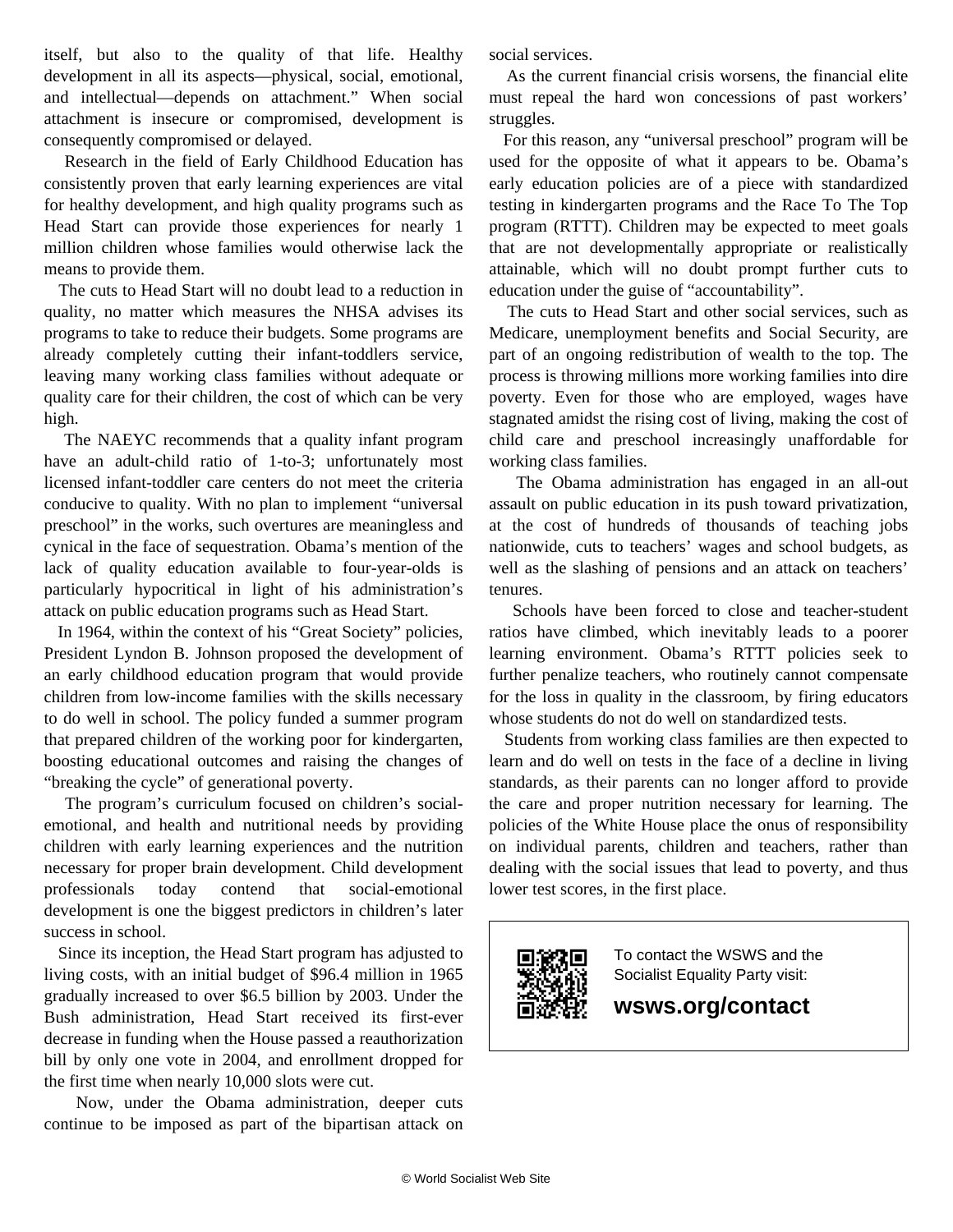itself, but also to the quality of that life. Healthy development in all its aspects—physical, social, emotional, and intellectual—depends on attachment." When social attachment is insecure or compromised, development is consequently compromised or delayed.

Research in the field of Early Childhood Education has consistently proven that early learning experiences are vital for healthy development, and high quality programs such as Head Start can provide those experiences for nearly 1 million children whose families would otherwise lack the means to provide them.

The cuts to Head Start will no doubt lead to a reduction in quality, no matter which measures the NHSA advises its programs to take to reduce their budgets. Some programs are already completely cutting their infant-toddlers service, leaving many working class families without adequate or quality care for their children, the cost of which can be very high.

The NAEYC recommends that a quality infant program have an adult-child ratio of 1-to-3; unfortunately most licensed infant-toddler care centers do not meet the criteria conducive to quality. With no plan to implement "universal preschool" in the works, such overtures are meaningless and cynical in the face of sequestration. Obama's mention of the lack of quality education available to four-year-olds is particularly hypocritical in light of his administration's attack on public education programs such as Head Start.

In 1964, within the context of his "Great Society" policies, President Lyndon B. Johnson proposed the development of an early childhood education program that would provide children from low-income families with the skills necessary to do well in school. The policy funded a summer program that prepared children of the working poor for kindergarten, boosting educational outcomes and raising the changes of "breaking the cycle" of generational poverty.

The program's curriculum focused on children's social-emotional, and health and nutritional needs by providing children with early learning experiences and the nutrition necessary for proper brain development. Child development professionals today contend that social-emotional development is one the biggest predictors in children's later success in school.

Since its inception, the Head Start program has adjusted to living costs, with an initial budget of $96.4 million in 1965 gradually increased to over $6.5 billion by 2003. Under the Bush administration, Head Start received its first-ever decrease in funding when the House passed a reauthorization bill by only one vote in 2004, and enrollment dropped for the first time when nearly 10,000 slots were cut.

Now, under the Obama administration, deeper cuts continue to be imposed as part of the bipartisan attack on social services.

As the current financial crisis worsens, the financial elite must repeal the hard won concessions of past workers' struggles.

For this reason, any "universal preschool" program will be used for the opposite of what it appears to be. Obama's early education policies are of a piece with standardized testing in kindergarten programs and the Race To The Top program (RTTT). Children may be expected to meet goals that are not developmentally appropriate or realistically attainable, which will no doubt prompt further cuts to education under the guise of "accountability".

The cuts to Head Start and other social services, such as Medicare, unemployment benefits and Social Security, are part of an ongoing redistribution of wealth to the top. The process is throwing millions more working families into dire poverty. Even for those who are employed, wages have stagnated amidst the rising cost of living, making the cost of child care and preschool increasingly unaffordable for working class families.

The Obama administration has engaged in an all-out assault on public education in its push toward privatization, at the cost of hundreds of thousands of teaching jobs nationwide, cuts to teachers' wages and school budgets, as well as the slashing of pensions and an attack on teachers' tenures.

Schools have been forced to close and teacher-student ratios have climbed, which inevitably leads to a poorer learning environment. Obama's RTTT policies seek to further penalize teachers, who routinely cannot compensate for the loss in quality in the classroom, by firing educators whose students do not do well on standardized tests.

Students from working class families are then expected to learn and do well on tests in the face of a decline in living standards, as their parents can no longer afford to provide the care and proper nutrition necessary for learning. The policies of the White House place the onus of responsibility on individual parents, children and teachers, rather than dealing with the social issues that lead to poverty, and thus lower test scores, in the first place.

To contact the WSWS and the Socialist Equality Party visit:

**wsws.org/contact**